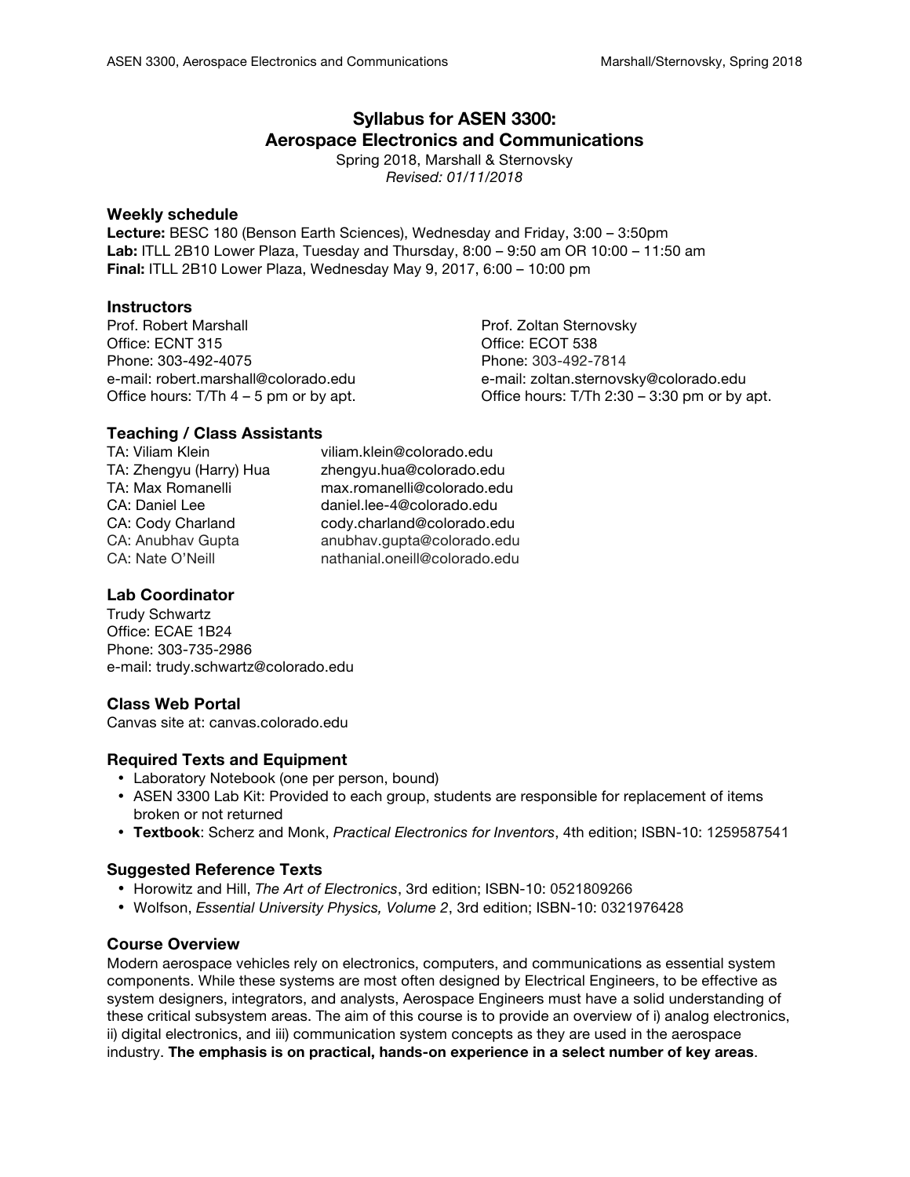# Syllabus for ASEN 3300: Aerospace Electronics and Communications

Spring 2018, Marshall & Sternovsky
*Revised: 01/11/2018*

### Weekly schedule

**Lecture:** BESC 180 (Benson Earth Sciences), Wednesday and Friday, 3:00 – 3:50pm
**Lab:** ITLL 2B10 Lower Plaza, Tuesday and Thursday, 8:00 – 9:50 am OR 10:00 – 11:50 am
**Final:** ITLL 2B10 Lower Plaza, Wednesday May 9, 2017, 6:00 – 10:00 pm

### Instructors

Prof. Robert Marshall
Office: ECNT 315
Phone: 303-492-4075
e-mail: robert.marshall@colorado.edu
Office hours: T/Th 4 – 5 pm or by apt.

Prof. Zoltan Sternovsky
Office: ECOT 538
Phone: 303-492-7814
e-mail: zoltan.sternovsky@colorado.edu
Office hours: T/Th 2:30 – 3:30 pm or by apt.

### Teaching / Class Assistants

TA: Viliam Klein — viliam.klein@colorado.edu
TA: Zhengyu (Harry) Hua — zhengyu.hua@colorado.edu
TA: Max Romanelli — max.romanelli@colorado.edu
CA: Daniel Lee — daniel.lee-4@colorado.edu
CA: Cody Charland — cody.charland@colorado.edu
CA: Anubhav Gupta — anubhav.gupta@colorado.edu
CA: Nate O'Neill — nathanial.oneill@colorado.edu

### Lab Coordinator

Trudy Schwartz
Office: ECAE 1B24
Phone: 303-735-2986
e-mail: trudy.schwartz@colorado.edu

### Class Web Portal

Canvas site at: canvas.colorado.edu

### Required Texts and Equipment

- Laboratory Notebook (one per person, bound)
- ASEN 3300 Lab Kit: Provided to each group, students are responsible for replacement of items broken or not returned
- **Textbook**: Scherz and Monk, *Practical Electronics for Inventors*, 4th edition; ISBN-10: 1259587541

### Suggested Reference Texts

- Horowitz and Hill, *The Art of Electronics*, 3rd edition; ISBN-10: 0521809266
- Wolfson, *Essential University Physics, Volume 2*, 3rd edition; ISBN-10: 0321976428

### Course Overview

Modern aerospace vehicles rely on electronics, computers, and communications as essential system components. While these systems are most often designed by Electrical Engineers, to be effective as system designers, integrators, and analysts, Aerospace Engineers must have a solid understanding of these critical subsystem areas. The aim of this course is to provide an overview of i) analog electronics, ii) digital electronics, and iii) communication system concepts as they are used in the aerospace industry. **The emphasis is on practical, hands-on experience in a select number of key areas**.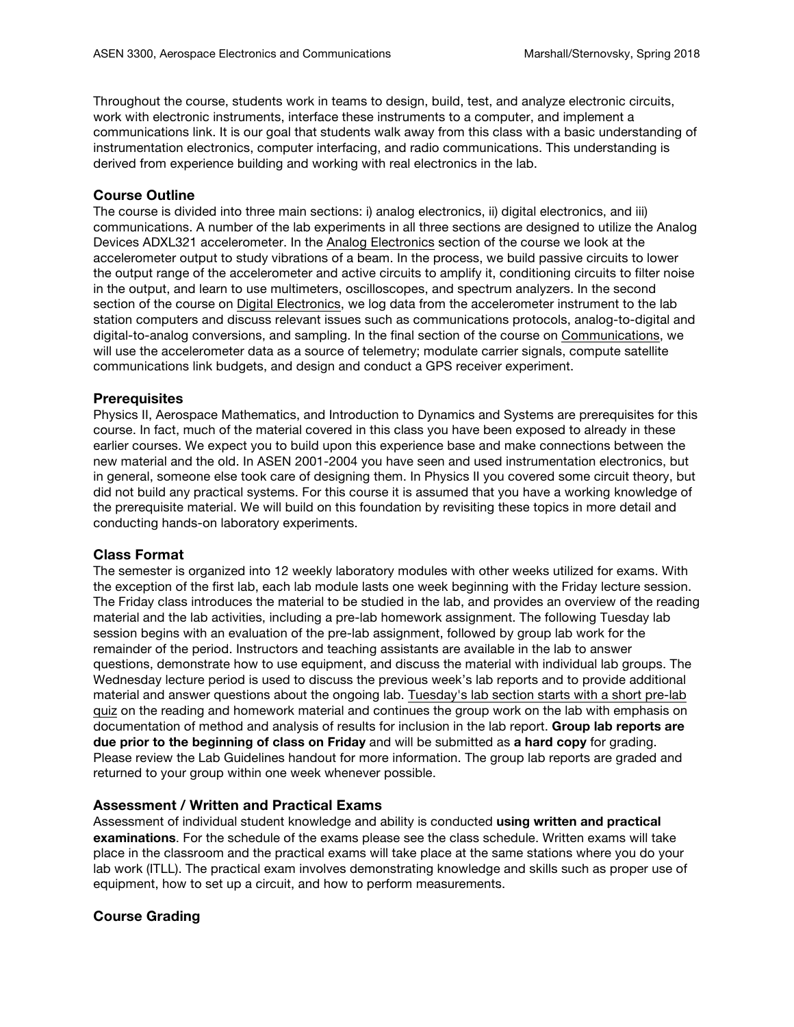Throughout the course, students work in teams to design, build, test, and analyze electronic circuits, work with electronic instruments, interface these instruments to a computer, and implement a communications link. It is our goal that students walk away from this class with a basic understanding of instrumentation electronics, computer interfacing, and radio communications. This understanding is derived from experience building and working with real electronics in the lab.

## Course Outline

The course is divided into three main sections: i) analog electronics, ii) digital electronics, and iii) communications. A number of the lab experiments in all three sections are designed to utilize the Analog Devices ADXL321 accelerometer. In the Analog Electronics section of the course we look at the accelerometer output to study vibrations of a beam. In the process, we build passive circuits to lower the output range of the accelerometer and active circuits to amplify it, conditioning circuits to filter noise in the output, and learn to use multimeters, oscilloscopes, and spectrum analyzers. In the second section of the course on Digital Electronics, we log data from the accelerometer instrument to the lab station computers and discuss relevant issues such as communications protocols, analog-to-digital and digital-to-analog conversions, and sampling. In the final section of the course on Communications, we will use the accelerometer data as a source of telemetry; modulate carrier signals, compute satellite communications link budgets, and design and conduct a GPS receiver experiment.

## Prerequisites

Physics II, Aerospace Mathematics, and Introduction to Dynamics and Systems are prerequisites for this course. In fact, much of the material covered in this class you have been exposed to already in these earlier courses. We expect you to build upon this experience base and make connections between the new material and the old. In ASEN 2001-2004 you have seen and used instrumentation electronics, but in general, someone else took care of designing them. In Physics II you covered some circuit theory, but did not build any practical systems. For this course it is assumed that you have a working knowledge of the prerequisite material. We will build on this foundation by revisiting these topics in more detail and conducting hands-on laboratory experiments.

## Class Format

The semester is organized into 12 weekly laboratory modules with other weeks utilized for exams. With the exception of the first lab, each lab module lasts one week beginning with the Friday lecture session. The Friday class introduces the material to be studied in the lab, and provides an overview of the reading material and the lab activities, including a pre-lab homework assignment. The following Tuesday lab session begins with an evaluation of the pre-lab assignment, followed by group lab work for the remainder of the period. Instructors and teaching assistants are available in the lab to answer questions, demonstrate how to use equipment, and discuss the material with individual lab groups. The Wednesday lecture period is used to discuss the previous week's lab reports and to provide additional material and answer questions about the ongoing lab. Tuesday's lab section starts with a short pre-lab quiz on the reading and homework material and continues the group work on the lab with emphasis on documentation of method and analysis of results for inclusion in the lab report. **Group lab reports are due prior to the beginning of class on Friday** and will be submitted as **a hard copy** for grading. Please review the Lab Guidelines handout for more information. The group lab reports are graded and returned to your group within one week whenever possible.

## Assessment / Written and Practical Exams

Assessment of individual student knowledge and ability is conducted **using written and practical examinations**. For the schedule of the exams please see the class schedule. Written exams will take place in the classroom and the practical exams will take place at the same stations where you do your lab work (ITLL). The practical exam involves demonstrating knowledge and skills such as proper use of equipment, how to set up a circuit, and how to perform measurements.

## Course Grading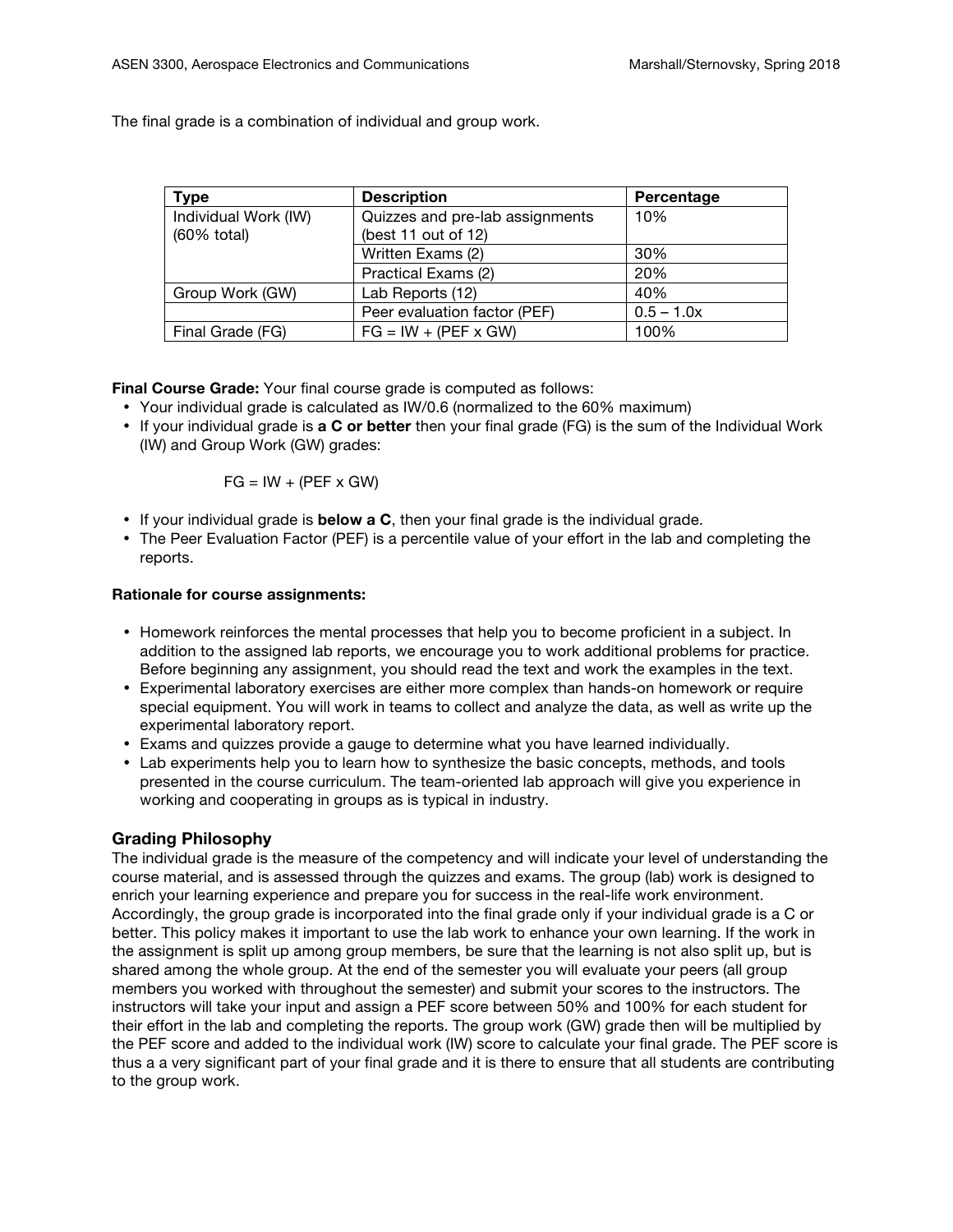The final grade is a combination of individual and group work.

| Type | Description | Percentage |
|---|---|---|
| Individual Work (IW) (60% total) | Quizzes and pre-lab assignments (best 11 out of 12) | 10% |
| | Written Exams (2) | 30% |
| | Practical Exams (2) | 20% |
| Group Work (GW) | Lab Reports (12) | 40% |
| | Peer evaluation factor (PEF) | 0.5 – 1.0x |
| Final Grade (FG) | FG = IW + (PEF x GW) | 100% |

**Final Course Grade:** Your final course grade is computed as follows:

- Your individual grade is calculated as IW/0.6 (normalized to the 60% maximum)
- If your individual grade is **a C or better** then your final grade (FG) is the sum of the Individual Work (IW) and Group Work (GW) grades:

  FG = IW + (PEF x GW)

- If your individual grade is **below a C**, then your final grade is the individual grade.
- The Peer Evaluation Factor (PEF) is a percentile value of your effort in the lab and completing the reports.

**Rationale for course assignments:**

- Homework reinforces the mental processes that help you to become proficient in a subject. In addition to the assigned lab reports, we encourage you to work additional problems for practice. Before beginning any assignment, you should read the text and work the examples in the text.
- Experimental laboratory exercises are either more complex than hands-on homework or require special equipment. You will work in teams to collect and analyze the data, as well as write up the experimental laboratory report.
- Exams and quizzes provide a gauge to determine what you have learned individually.
- Lab experiments help you to learn how to synthesize the basic concepts, methods, and tools presented in the course curriculum. The team-oriented lab approach will give you experience in working and cooperating in groups as is typical in industry.

## Grading Philosophy

The individual grade is the measure of the competency and will indicate your level of understanding the course material, and is assessed through the quizzes and exams. The group (lab) work is designed to enrich your learning experience and prepare you for success in the real-life work environment. Accordingly, the group grade is incorporated into the final grade only if your individual grade is a C or better. This policy makes it important to use the lab work to enhance your own learning. If the work in the assignment is split up among group members, be sure that the learning is not also split up, but is shared among the whole group. At the end of the semester you will evaluate your peers (all group members you worked with throughout the semester) and submit your scores to the instructors. The instructors will take your input and assign a PEF score between 50% and 100% for each student for their effort in the lab and completing the reports. The group work (GW) grade then will be multiplied by the PEF score and added to the individual work (IW) score to calculate your final grade. The PEF score is thus a a very significant part of your final grade and it is there to ensure that all students are contributing to the group work.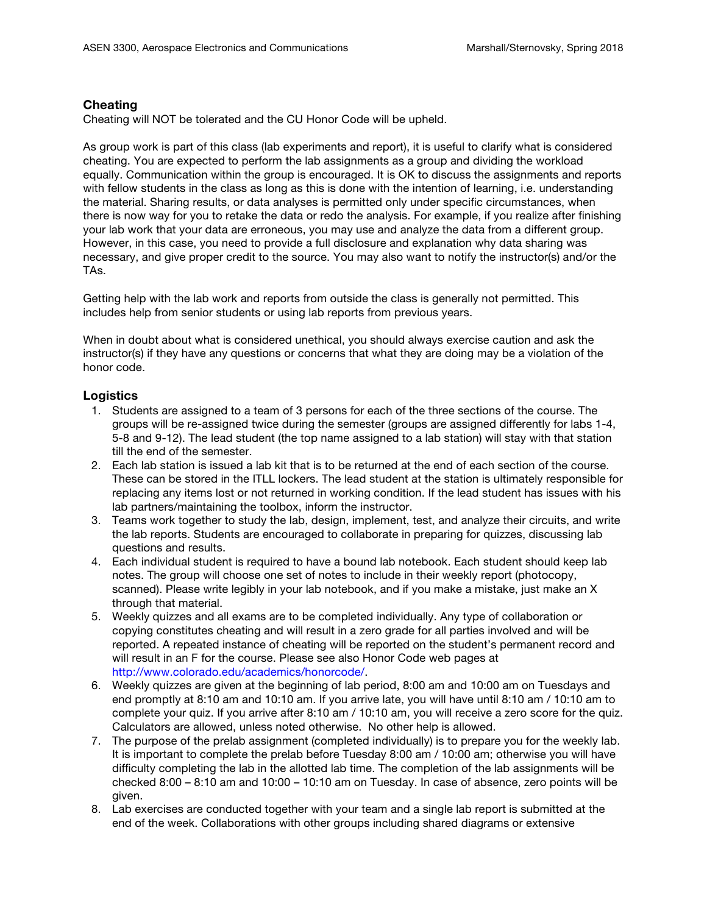## Cheating

Cheating will NOT be tolerated and the CU Honor Code will be upheld.

As group work is part of this class (lab experiments and report), it is useful to clarify what is considered cheating. You are expected to perform the lab assignments as a group and dividing the workload equally. Communication within the group is encouraged. It is OK to discuss the assignments and reports with fellow students in the class as long as this is done with the intention of learning, i.e. understanding the material. Sharing results, or data analyses is permitted only under specific circumstances, when there is now way for you to retake the data or redo the analysis. For example, if you realize after finishing your lab work that your data are erroneous, you may use and analyze the data from a different group. However, in this case, you need to provide a full disclosure and explanation why data sharing was necessary, and give proper credit to the source. You may also want to notify the instructor(s) and/or the TAs.

Getting help with the lab work and reports from outside the class is generally not permitted. This includes help from senior students or using lab reports from previous years.

When in doubt about what is considered unethical, you should always exercise caution and ask the instructor(s) if they have any questions or concerns that what they are doing may be a violation of the honor code.

## Logistics

1. Students are assigned to a team of 3 persons for each of the three sections of the course. The groups will be re-assigned twice during the semester (groups are assigned differently for labs 1-4, 5-8 and 9-12). The lead student (the top name assigned to a lab station) will stay with that station till the end of the semester.
2. Each lab station is issued a lab kit that is to be returned at the end of each section of the course. These can be stored in the ITLL lockers. The lead student at the station is ultimately responsible for replacing any items lost or not returned in working condition. If the lead student has issues with his lab partners/maintaining the toolbox, inform the instructor.
3. Teams work together to study the lab, design, implement, test, and analyze their circuits, and write the lab reports. Students are encouraged to collaborate in preparing for quizzes, discussing lab questions and results.
4. Each individual student is required to have a bound lab notebook. Each student should keep lab notes. The group will choose one set of notes to include in their weekly report (photocopy, scanned). Please write legibly in your lab notebook, and if you make a mistake, just make an X through that material.
5. Weekly quizzes and all exams are to be completed individually. Any type of collaboration or copying constitutes cheating and will result in a zero grade for all parties involved and will be reported. A repeated instance of cheating will be reported on the student's permanent record and will result in an F for the course. Please see also Honor Code web pages at http://www.colorado.edu/academics/honorcode/.
6. Weekly quizzes are given at the beginning of lab period, 8:00 am and 10:00 am on Tuesdays and end promptly at 8:10 am and 10:10 am. If you arrive late, you will have until 8:10 am / 10:10 am to complete your quiz. If you arrive after 8:10 am / 10:10 am, you will receive a zero score for the quiz. Calculators are allowed, unless noted otherwise. No other help is allowed.
7. The purpose of the prelab assignment (completed individually) is to prepare you for the weekly lab. It is important to complete the prelab before Tuesday 8:00 am / 10:00 am; otherwise you will have difficulty completing the lab in the allotted lab time. The completion of the lab assignments will be checked 8:00 – 8:10 am and 10:00 – 10:10 am on Tuesday. In case of absence, zero points will be given.
8. Lab exercises are conducted together with your team and a single lab report is submitted at the end of the week. Collaborations with other groups including shared diagrams or extensive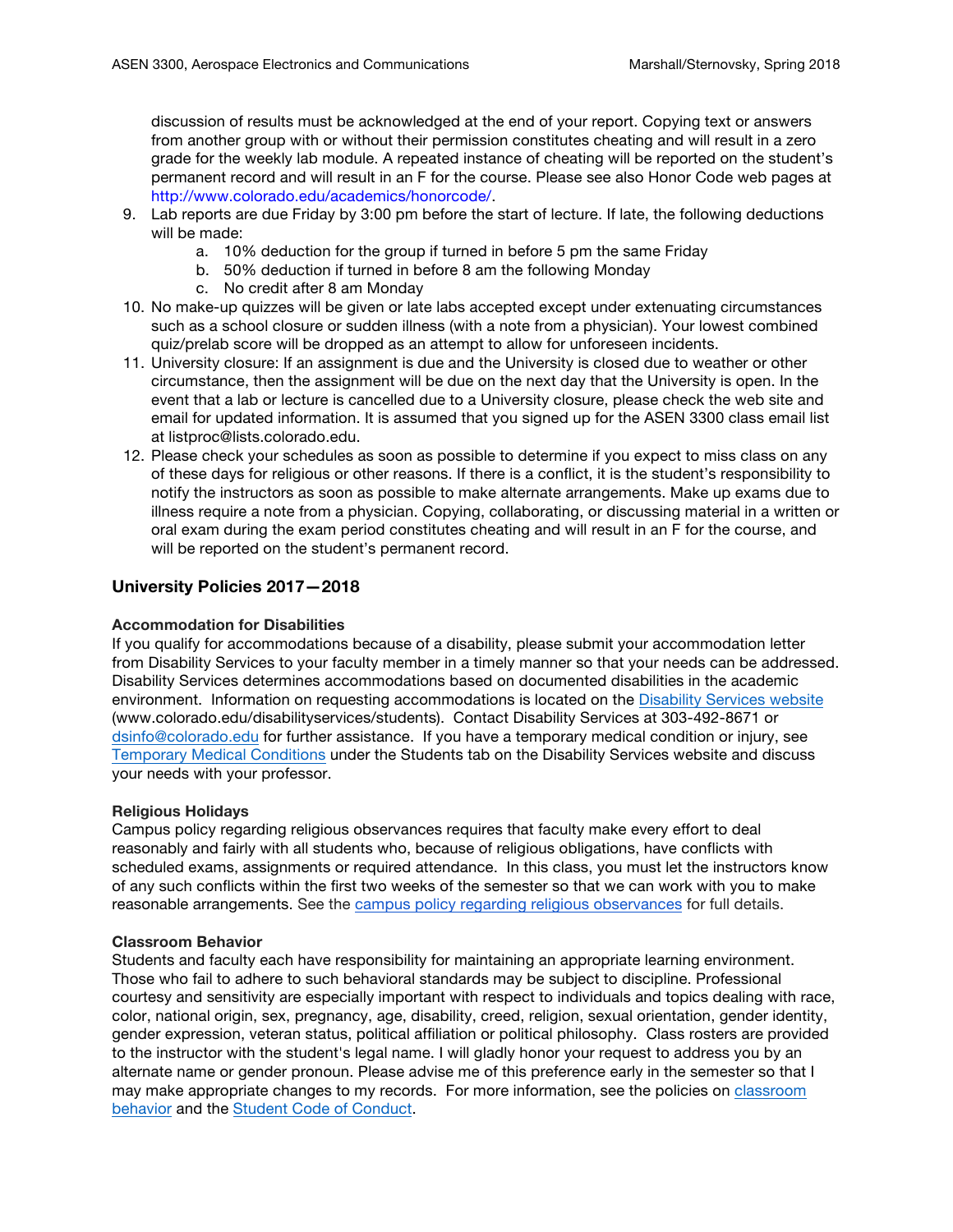discussion of results must be acknowledged at the end of your report. Copying text or answers from another group with or without their permission constitutes cheating and will result in a zero grade for the weekly lab module. A repeated instance of cheating will be reported on the student's permanent record and will result in an F for the course. Please see also Honor Code web pages at http://www.colorado.edu/academics/honorcode/.

9. Lab reports are due Friday by 3:00 pm before the start of lecture. If late, the following deductions will be made:
    a. 10% deduction for the group if turned in before 5 pm the same Friday
    b. 50% deduction if turned in before 8 am the following Monday
    c. No credit after 8 am Monday
10. No make-up quizzes will be given or late labs accepted except under extenuating circumstances such as a school closure or sudden illness (with a note from a physician). Your lowest combined quiz/prelab score will be dropped as an attempt to allow for unforeseen incidents.
11. University closure: If an assignment is due and the University is closed due to weather or other circumstance, then the assignment will be due on the next day that the University is open. In the event that a lab or lecture is cancelled due to a University closure, please check the web site and email for updated information. It is assumed that you signed up for the ASEN 3300 class email list at listproc@lists.colorado.edu.
12. Please check your schedules as soon as possible to determine if you expect to miss class on any of these days for religious or other reasons. If there is a conflict, it is the student's responsibility to notify the instructors as soon as possible to make alternate arrangements. Make up exams due to illness require a note from a physician. Copying, collaborating, or discussing material in a written or oral exam during the exam period constitutes cheating and will result in an F for the course, and will be reported on the student's permanent record.

## University Policies 2017—2018

**Accommodation for Disabilities**

If you qualify for accommodations because of a disability, please submit your accommodation letter from Disability Services to your faculty member in a timely manner so that your needs can be addressed. Disability Services determines accommodations based on documented disabilities in the academic environment. Information on requesting accommodations is located on the Disability Services website (www.colorado.edu/disabilityservices/students). Contact Disability Services at 303-492-8671 or dsinfo@colorado.edu for further assistance. If you have a temporary medical condition or injury, see Temporary Medical Conditions under the Students tab on the Disability Services website and discuss your needs with your professor.

**Religious Holidays**

Campus policy regarding religious observances requires that faculty make every effort to deal reasonably and fairly with all students who, because of religious obligations, have conflicts with scheduled exams, assignments or required attendance. In this class, you must let the instructors know of any such conflicts within the first two weeks of the semester so that we can work with you to make reasonable arrangements. See the campus policy regarding religious observances for full details.

**Classroom Behavior**

Students and faculty each have responsibility for maintaining an appropriate learning environment. Those who fail to adhere to such behavioral standards may be subject to discipline. Professional courtesy and sensitivity are especially important with respect to individuals and topics dealing with race, color, national origin, sex, pregnancy, age, disability, creed, religion, sexual orientation, gender identity, gender expression, veteran status, political affiliation or political philosophy. Class rosters are provided to the instructor with the student's legal name. I will gladly honor your request to address you by an alternate name or gender pronoun. Please advise me of this preference early in the semester so that I may make appropriate changes to my records. For more information, see the policies on classroom behavior and the Student Code of Conduct.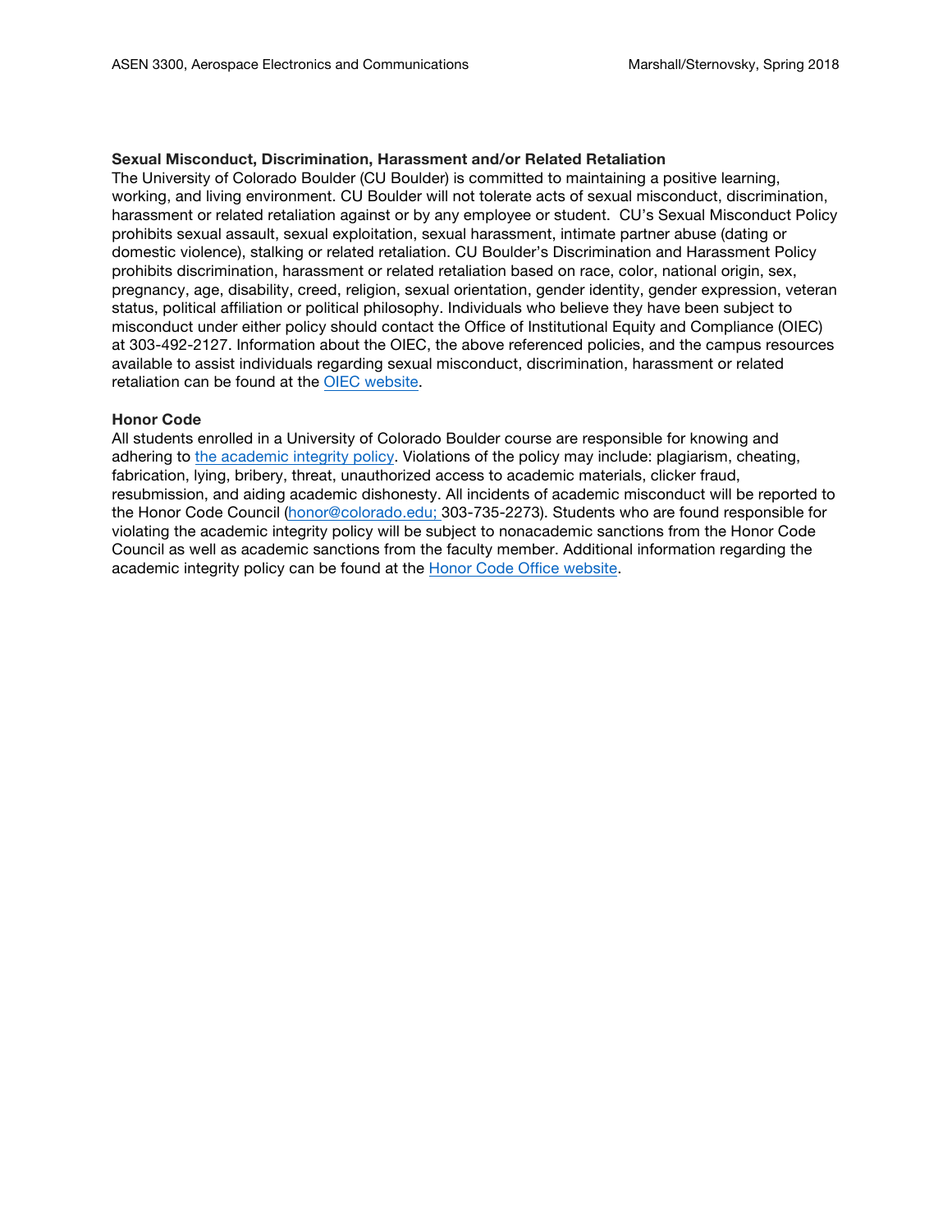**Sexual Misconduct, Discrimination, Harassment and/or Related Retaliation**

The University of Colorado Boulder (CU Boulder) is committed to maintaining a positive learning, working, and living environment. CU Boulder will not tolerate acts of sexual misconduct, discrimination, harassment or related retaliation against or by any employee or student. CU's Sexual Misconduct Policy prohibits sexual assault, sexual exploitation, sexual harassment, intimate partner abuse (dating or domestic violence), stalking or related retaliation. CU Boulder's Discrimination and Harassment Policy prohibits discrimination, harassment or related retaliation based on race, color, national origin, sex, pregnancy, age, disability, creed, religion, sexual orientation, gender identity, gender expression, veteran status, political affiliation or political philosophy. Individuals who believe they have been subject to misconduct under either policy should contact the Office of Institutional Equity and Compliance (OIEC) at 303-492-2127. Information about the OIEC, the above referenced policies, and the campus resources available to assist individuals regarding sexual misconduct, discrimination, harassment or related retaliation can be found at the OIEC website.

**Honor Code**

All students enrolled in a University of Colorado Boulder course are responsible for knowing and adhering to the academic integrity policy. Violations of the policy may include: plagiarism, cheating, fabrication, lying, bribery, threat, unauthorized access to academic materials, clicker fraud, resubmission, and aiding academic dishonesty. All incidents of academic misconduct will be reported to the Honor Code Council (honor@colorado.edu; 303-735-2273). Students who are found responsible for violating the academic integrity policy will be subject to nonacademic sanctions from the Honor Code Council as well as academic sanctions from the faculty member. Additional information regarding the academic integrity policy can be found at the Honor Code Office website.